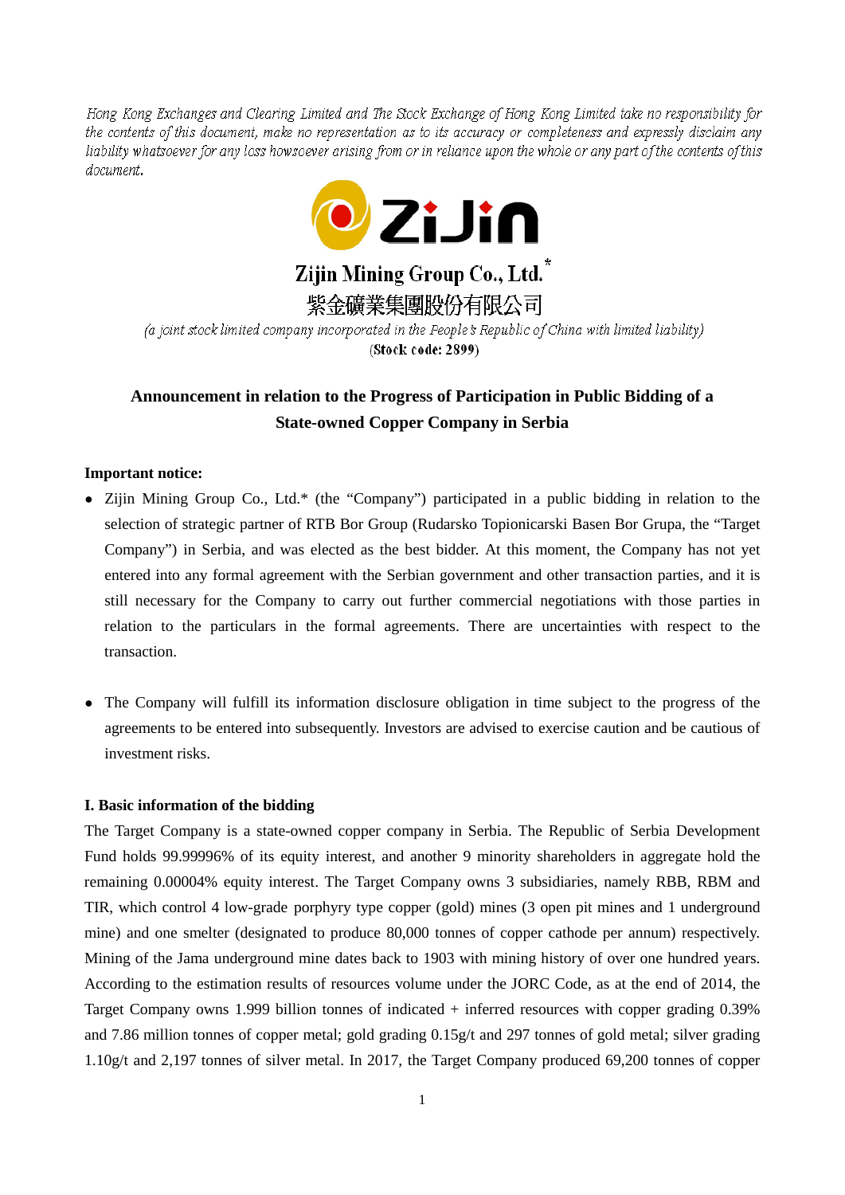*Hong Kong Exchanges and Clearing Limited and The Stock Exchange of Hong Kong Limited take no responsibility for the contents of this document, make no representation as to its accuracy or completeness and expressly disclaim any liability whatsoever for any loss howsoever arising from or in reliance upon the whole or any part of the contents of this document.*

**Zijin Mining Group Co., Ltd.***

**紫金礦業集團股份有限公司**

*(a joint stock limited company incorporated in the People's Republic of China with limited liability)*

**(Stock code: 2899)**

# Announcement in relation to the Progress of Participation in Public Bidding of a State-owned Copper Company in Serbia

**Important notice:**

- Zijin Mining Group Co., Ltd.* (the "Company") participated in a public bidding in relation to the selection of strategic partner of RTB Bor Group (Rudarsko Topionicarski Basen Bor Grupa, the "Target Company") in Serbia, and was elected as the best bidder. At this moment, the Company has not yet entered into any formal agreement with the Serbian government and other transaction parties, and it is still necessary for the Company to carry out further commercial negotiations with those parties in relation to the particulars in the formal agreements. There are uncertainties with respect to the transaction.

- The Company will fulfill its information disclosure obligation in time subject to the progress of the agreements to be entered into subsequently. Investors are advised to exercise caution and be cautious of investment risks.

## I. Basic information of the bidding

The Target Company is a state-owned copper company in Serbia. The Republic of Serbia Development Fund holds 99.99996% of its equity interest, and another 9 minority shareholders in aggregate hold the remaining 0.00004% equity interest. The Target Company owns 3 subsidiaries, namely RBB, RBM and TIR, which control 4 low-grade porphyry type copper (gold) mines (3 open pit mines and 1 underground mine) and one smelter (designated to produce 80,000 tonnes of copper cathode per annum) respectively. Mining of the Jama underground mine dates back to 1903 with mining history of over one hundred years. According to the estimation results of resources volume under the JORC Code, as at the end of 2014, the Target Company owns 1.999 billion tonnes of indicated + inferred resources with copper grading 0.39% and 7.86 million tonnes of copper metal; gold grading 0.15g/t and 297 tonnes of gold metal; silver grading 1.10g/t and 2,197 tonnes of silver metal. In 2017, the Target Company produced 69,200 tonnes of copper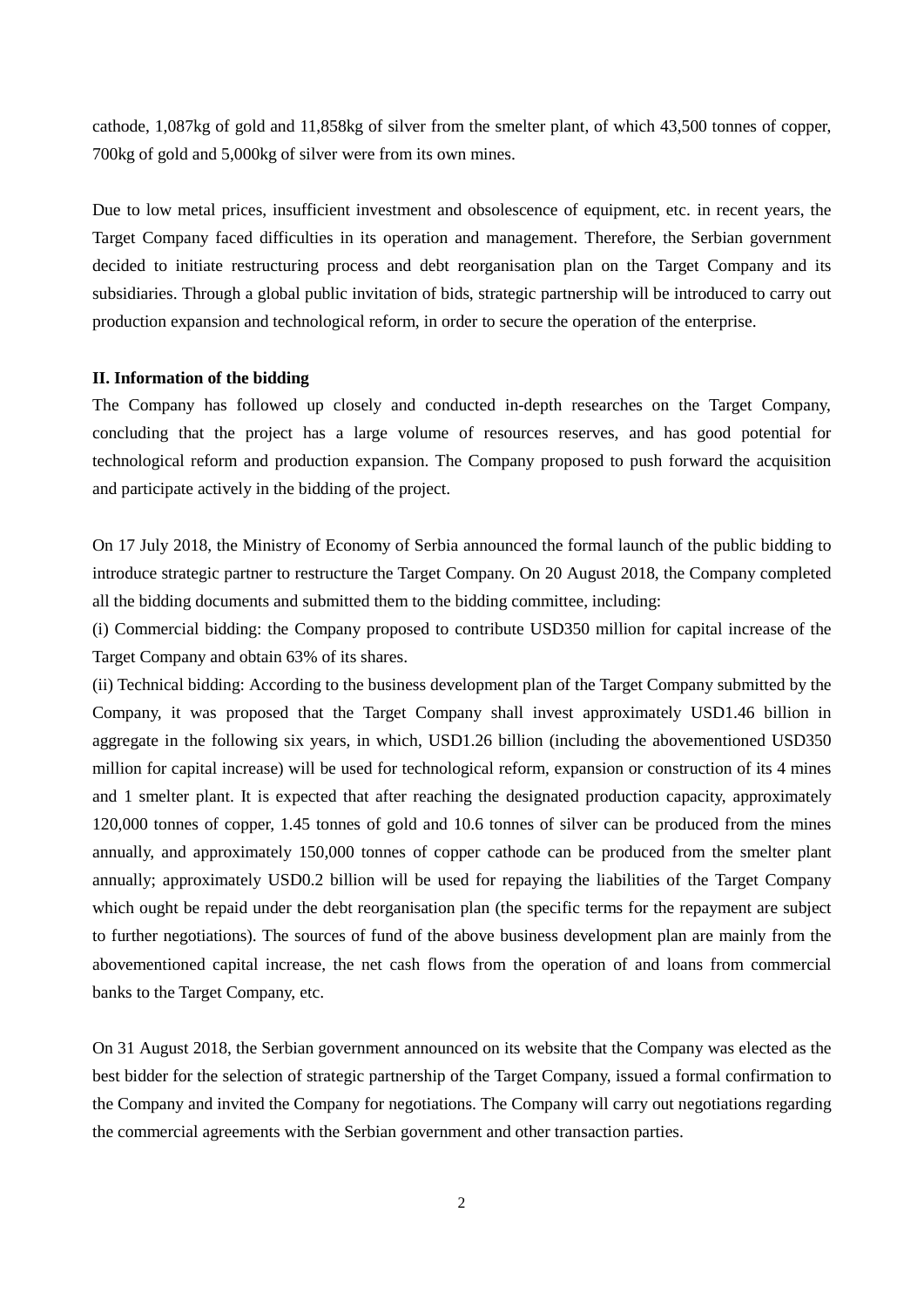cathode, 1,087kg of gold and 11,858kg of silver from the smelter plant, of which 43,500 tonnes of copper, 700kg of gold and 5,000kg of silver were from its own mines.

Due to low metal prices, insufficient investment and obsolescence of equipment, etc. in recent years, the Target Company faced difficulties in its operation and management. Therefore, the Serbian government decided to initiate restructuring process and debt reorganisation plan on the Target Company and its subsidiaries. Through a global public invitation of bids, strategic partnership will be introduced to carry out production expansion and technological reform, in order to secure the operation of the enterprise.

**II. Information of the bidding**

The Company has followed up closely and conducted in-depth researches on the Target Company, concluding that the project has a large volume of resources reserves, and has good potential for technological reform and production expansion. The Company proposed to push forward the acquisition and participate actively in the bidding of the project.

On 17 July 2018, the Ministry of Economy of Serbia announced the formal launch of the public bidding to introduce strategic partner to restructure the Target Company. On 20 August 2018, the Company completed all the bidding documents and submitted them to the bidding committee, including:

(i) Commercial bidding: the Company proposed to contribute USD350 million for capital increase of the Target Company and obtain 63% of its shares.

(ii) Technical bidding: According to the business development plan of the Target Company submitted by the Company, it was proposed that the Target Company shall invest approximately USD1.46 billion in aggregate in the following six years, in which, USD1.26 billion (including the abovementioned USD350 million for capital increase) will be used for technological reform, expansion or construction of its 4 mines and 1 smelter plant. It is expected that after reaching the designated production capacity, approximately 120,000 tonnes of copper, 1.45 tonnes of gold and 10.6 tonnes of silver can be produced from the mines annually, and approximately 150,000 tonnes of copper cathode can be produced from the smelter plant annually; approximately USD0.2 billion will be used for repaying the liabilities of the Target Company which ought be repaid under the debt reorganisation plan (the specific terms for the repayment are subject to further negotiations). The sources of fund of the above business development plan are mainly from the abovementioned capital increase, the net cash flows from the operation of and loans from commercial banks to the Target Company, etc.

On 31 August 2018, the Serbian government announced on its website that the Company was elected as the best bidder for the selection of strategic partnership of the Target Company, issued a formal confirmation to the Company and invited the Company for negotiations. The Company will carry out negotiations regarding the commercial agreements with the Serbian government and other transaction parties.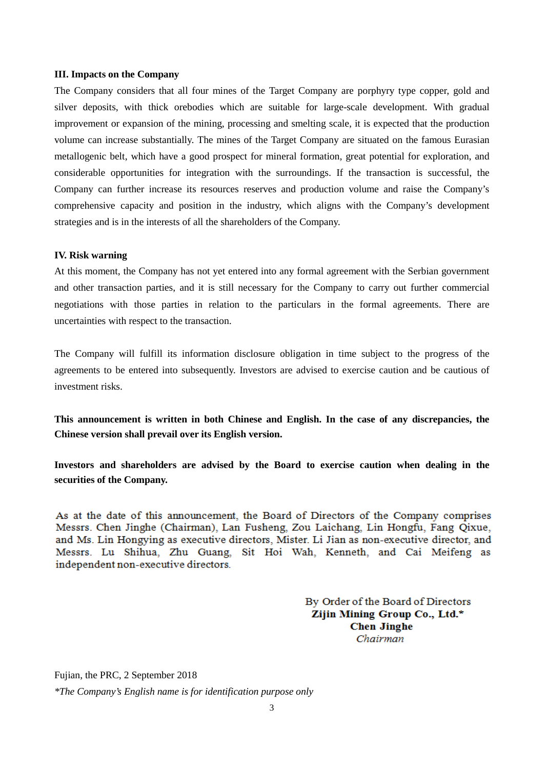**III. Impacts on the Company**

The Company considers that all four mines of the Target Company are porphyry type copper, gold and silver deposits, with thick orebodies which are suitable for large-scale development. With gradual improvement or expansion of the mining, processing and smelting scale, it is expected that the production volume can increase substantially. The mines of the Target Company are situated on the famous Eurasian metallogenic belt, which have a good prospect for mineral formation, great potential for exploration, and considerable opportunities for integration with the surroundings. If the transaction is successful, the Company can further increase its resources reserves and production volume and raise the Company's comprehensive capacity and position in the industry, which aligns with the Company's development strategies and is in the interests of all the shareholders of the Company.

**IV. Risk warning**

At this moment, the Company has not yet entered into any formal agreement with the Serbian government and other transaction parties, and it is still necessary for the Company to carry out further commercial negotiations with those parties in relation to the particulars in the formal agreements. There are uncertainties with respect to the transaction.

The Company will fulfill its information disclosure obligation in time subject to the progress of the agreements to be entered into subsequently. Investors are advised to exercise caution and be cautious of investment risks.

**This announcement is written in both Chinese and English. In the case of any discrepancies, the Chinese version shall prevail over its English version.**

**Investors and shareholders are advised by the Board to exercise caution when dealing in the securities of the Company.**

As at the date of this announcement, the Board of Directors of the Company comprises Messrs. Chen Jinghe (Chairman), Lan Fusheng, Zou Laichang, Lin Hongfu, Fang Qixue, and Ms. Lin Hongying as executive directors, Mister. Li Jian as non-executive director, and Messrs. Lu Shihua, Zhu Guang, Sit Hoi Wah, Kenneth, and Cai Meifeng as independent non-executive directors.

By Order of the Board of Directors
**Zijin Mining Group Co., Ltd.***
**Chen Jinghe**
*Chairman*

Fujian, the PRC, 2 September 2018

*\*The Company's English name is for identification purpose only*